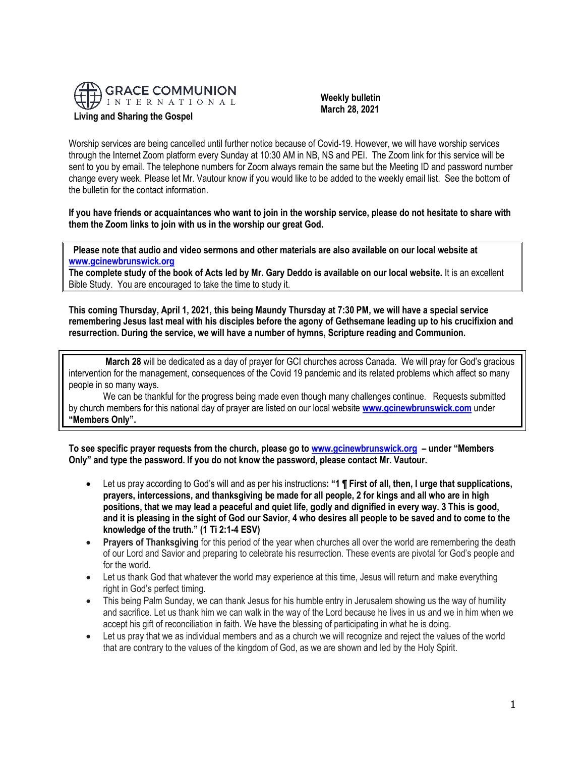GRACE COMMUNION INTERNATIONAL

**Living and Sharing the Gospel**

**Weekly bulletin**
**March 28, 2021**

Worship services are being cancelled until further notice because of Covid-19. However, we will have worship services through the Internet Zoom platform every Sunday at 10:30 AM in NB, NS and PEI. The Zoom link for this service will be sent to you by email. The telephone numbers for Zoom always remain the same but the Meeting ID and password number change every week. Please let Mr. Vautour know if you would like to be added to the weekly email list. See the bottom of the bulletin for the contact information.

**If you have friends or acquaintances who want to join in the worship service, please do not hesitate to share with them the Zoom links to join with us in the worship our great God.**

**Please note that audio and video sermons and other materials are also available on our local website at [www.gcinewbrunswick.org](www.gcinewbrunswick.org)**
**The complete study of the book of Acts led by Mr. Gary Deddo is available on our local website.** It is an excellent Bible Study. You are encouraged to take the time to study it.

**This coming Thursday, April 1, 2021, this being Maundy Thursday at 7:30 PM, we will have a special service remembering Jesus last meal with his disciples before the agony of Gethsemane leading up to his crucifixion and resurrection. During the service, we will have a number of hymns, Scripture reading and Communion.**

**March 28** will be dedicated as a day of prayer for GCI churches across Canada. We will pray for God's gracious intervention for the management, consequences of the Covid 19 pandemic and its related problems which affect so many people in so many ways.

We can be thankful for the progress being made even though many challenges continue. Requests submitted by church members for this national day of prayer are listed on our local website **[www.gcinewbrunswick.com](www.gcinewbrunswick.com)** under **"Members Only".**

**To see specific prayer requests from the church, please go to [www.gcinewbrunswick.org](www.gcinewbrunswick.org) – under "Members Only" and type the password. If you do not know the password, please contact Mr. Vautour.**

- Let us pray according to God's will and as per his instructions**: "1 ¶ First of all, then, I urge that supplications, prayers, intercessions, and thanksgiving be made for all people, 2 for kings and all who are in high positions, that we may lead a peaceful and quiet life, godly and dignified in every way. 3 This is good, and it is pleasing in the sight of God our Savior, 4 who desires all people to be saved and to come to the knowledge of the truth." (1 Ti 2:1-4 ESV)**
- **Prayers of Thanksgiving** for this period of the year when churches all over the world are remembering the death of our Lord and Savior and preparing to celebrate his resurrection. These events are pivotal for God's people and for the world.
- Let us thank God that whatever the world may experience at this time, Jesus will return and make everything right in God's perfect timing.
- This being Palm Sunday, we can thank Jesus for his humble entry in Jerusalem showing us the way of humility and sacrifice. Let us thank him we can walk in the way of the Lord because he lives in us and we in him when we accept his gift of reconciliation in faith. We have the blessing of participating in what he is doing.
- Let us pray that we as individual members and as a church we will recognize and reject the values of the world that are contrary to the values of the kingdom of God, as we are shown and led by the Holy Spirit.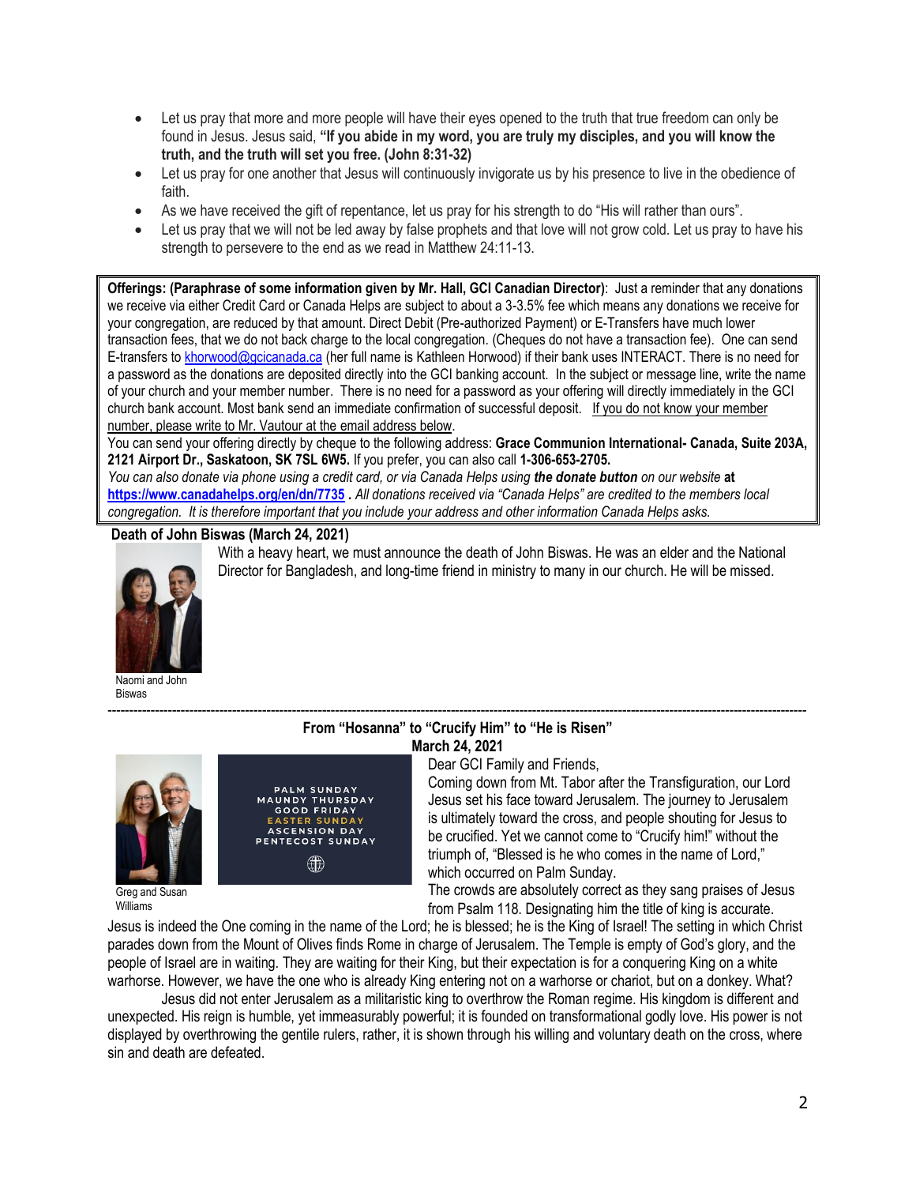- Let us pray that more and more people will have their eyes opened to the truth that true freedom can only be found in Jesus. Jesus said, **"If you abide in my word, you are truly my disciples, and you will know the truth, and the truth will set you free. (John 8:31-32)**
- Let us pray for one another that Jesus will continuously invigorate us by his presence to live in the obedience of faith.
- As we have received the gift of repentance, let us pray for his strength to do "His will rather than ours".
- Let us pray that we will not be led away by false prophets and that love will not grow cold. Let us pray to have his strength to persevere to the end as we read in Matthew 24:11-13.

**Offerings: (Paraphrase of some information given by Mr. Hall, GCI Canadian Director)**: Just a reminder that any donations we receive via either Credit Card or Canada Helps are subject to about a 3-3.5% fee which means any donations we receive for your congregation, are reduced by that amount. Direct Debit (Pre-authorized Payment) or E-Transfers have much lower transaction fees, that we do not back charge to the local congregation. (Cheques do not have a transaction fee). One can send E-transfers to khorwood@gcicanada.ca (her full name is Kathleen Horwood) if their bank uses INTERACT. There is no need for a password as the donations are deposited directly into the GCI banking account. In the subject or message line, write the name of your church and your member number. There is no need for a password as your offering will directly immediately in the GCI church bank account. Most bank send an immediate confirmation of successful deposit. If you do not know your member number, please write to Mr. Vautour at the email address below.

You can send your offering directly by cheque to the following address: **Grace Communion International- Canada, Suite 203A, 2121 Airport Dr., Saskatoon, SK 7SL 6W5.** If you prefer, you can also call **1-306-653-2705.**

*You can also donate via phone using a credit card, or via Canada Helps using **the donate button** on our website* **at https://www.canadahelps.org/en/dn/7735** *. All donations received via "Canada Helps" are credited to the members local congregation. It is therefore important that you include your address and other information Canada Helps asks.*

**Death of John Biswas (March 24, 2021)**

With a heavy heart, we must announce the death of John Biswas. He was an elder and the National Director for Bangladesh, and long-time friend in ministry to many in our church. He will be missed.

Naomi and John Biswas

---

**From "Hosanna" to "Crucify Him" to "He is Risen"**
**March 24, 2021**

Greg and Susan Williams

PALM SUNDAY
MAUNDY THURSDAY
GOOD FRIDAY
EASTER SUNDAY
ASCENSION DAY
PENTECOST SUNDAY

Dear GCI Family and Friends,

Coming down from Mt. Tabor after the Transfiguration, our Lord Jesus set his face toward Jerusalem. The journey to Jerusalem is ultimately toward the cross, and people shouting for Jesus to be crucified. Yet we cannot come to "Crucify him!" without the triumph of, "Blessed is he who comes in the name of Lord," which occurred on Palm Sunday.

The crowds are absolutely correct as they sang praises of Jesus from Psalm 118. Designating him the title of king is accurate. Jesus is indeed the One coming in the name of the Lord; he is blessed; he is the King of Israel! The setting in which Christ parades down from the Mount of Olives finds Rome in charge of Jerusalem. The Temple is empty of God's glory, and the people of Israel are in waiting. They are waiting for their King, but their expectation is for a conquering King on a white warhorse. However, we have the one who is already King entering not on a warhorse or chariot, but on a donkey. What?

Jesus did not enter Jerusalem as a militaristic king to overthrow the Roman regime. His kingdom is different and unexpected. His reign is humble, yet immeasurably powerful; it is founded on transformational godly love. His power is not displayed by overthrowing the gentile rulers, rather, it is shown through his willing and voluntary death on the cross, where sin and death are defeated.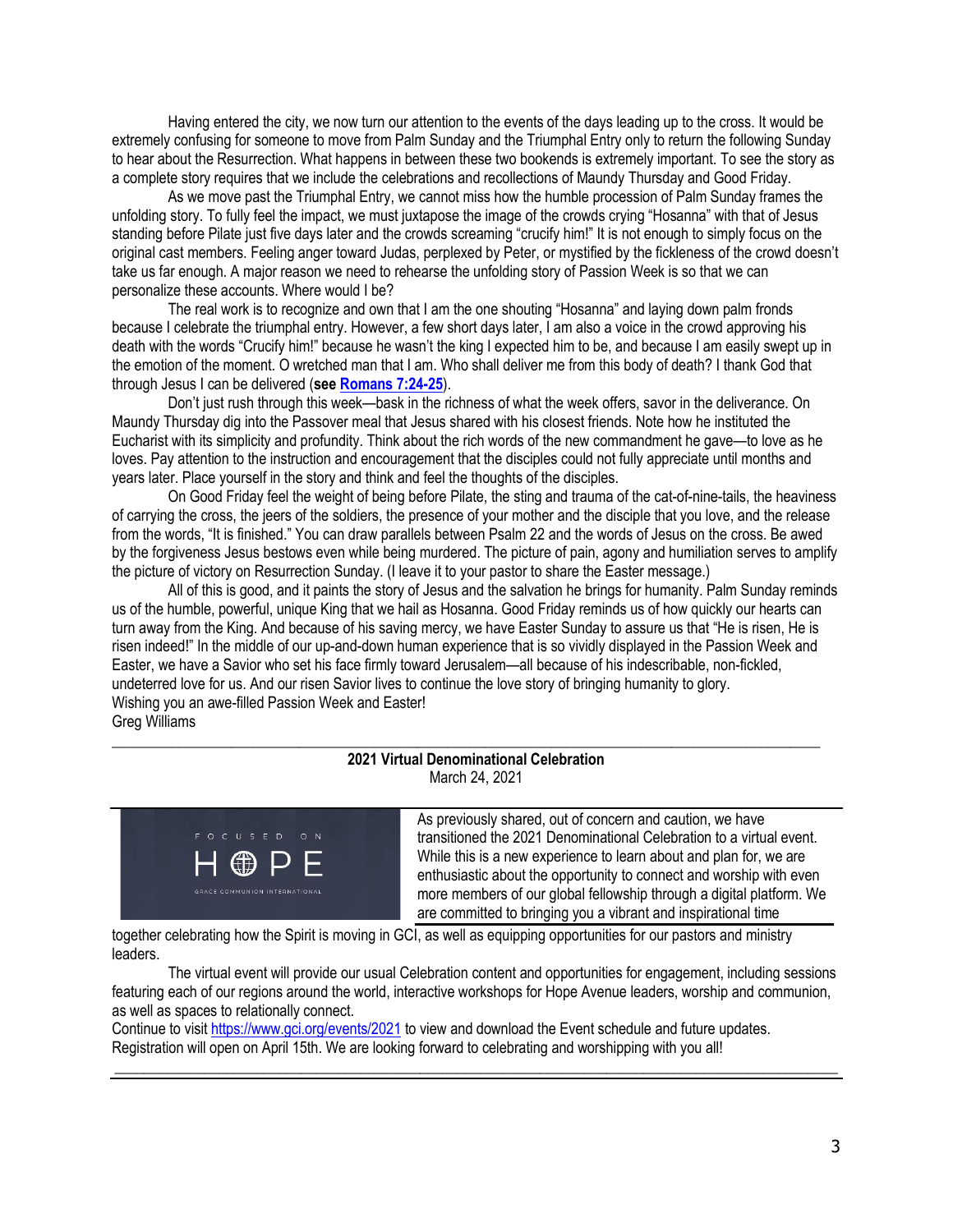Having entered the city, we now turn our attention to the events of the days leading up to the cross. It would be extremely confusing for someone to move from Palm Sunday and the Triumphal Entry only to return the following Sunday to hear about the Resurrection. What happens in between these two bookends is extremely important. To see the story as a complete story requires that we include the celebrations and recollections of Maundy Thursday and Good Friday.

As we move past the Triumphal Entry, we cannot miss how the humble procession of Palm Sunday frames the unfolding story. To fully feel the impact, we must juxtapose the image of the crowds crying "Hosanna" with that of Jesus standing before Pilate just five days later and the crowds screaming "crucify him!" It is not enough to simply focus on the original cast members. Feeling anger toward Judas, perplexed by Peter, or mystified by the fickleness of the crowd doesn't take us far enough. A major reason we need to rehearse the unfolding story of Passion Week is so that we can personalize these accounts. Where would I be?

The real work is to recognize and own that I am the one shouting "Hosanna" and laying down palm fronds because I celebrate the triumphal entry. However, a few short days later, I am also a voice in the crowd approving his death with the words "Crucify him!" because he wasn't the king I expected him to be, and because I am easily swept up in the emotion of the moment. O wretched man that I am. Who shall deliver me from this body of death? I thank God that through Jesus I can be delivered (**see [Romans 7:24-25](Romans 7:24-25)**).

Don't just rush through this week—bask in the richness of what the week offers, savor in the deliverance. On Maundy Thursday dig into the Passover meal that Jesus shared with his closest friends. Note how he instituted the Eucharist with its simplicity and profundity. Think about the rich words of the new commandment he gave—to love as he loves. Pay attention to the instruction and encouragement that the disciples could not fully appreciate until months and years later. Place yourself in the story and think and feel the thoughts of the disciples.

On Good Friday feel the weight of being before Pilate, the sting and trauma of the cat-of-nine-tails, the heaviness of carrying the cross, the jeers of the soldiers, the presence of your mother and the disciple that you love, and the release from the words, "It is finished." You can draw parallels between Psalm 22 and the words of Jesus on the cross. Be awed by the forgiveness Jesus bestows even while being murdered. The picture of pain, agony and humiliation serves to amplify the picture of victory on Resurrection Sunday. (I leave it to your pastor to share the Easter message.)

All of this is good, and it paints the story of Jesus and the salvation he brings for humanity. Palm Sunday reminds us of the humble, powerful, unique King that we hail as Hosanna. Good Friday reminds us of how quickly our hearts can turn away from the King. And because of his saving mercy, we have Easter Sunday to assure us that "He is risen, He is risen indeed!" In the middle of our up-and-down human experience that is so vividly displayed in the Passion Week and Easter, we have a Savior who set his face firmly toward Jerusalem—all because of his indescribable, non-fickled, undeterred love for us. And our risen Savior lives to continue the love story of bringing humanity to glory.

Wishing you an awe-filled Passion Week and Easter!

Greg Williams

---

**2021 Virtual Denominational Celebration**

March 24, 2021

FOCUSED ON HOPE — GRACE COMMUNION INTERNATIONAL

As previously shared, out of concern and caution, we have transitioned the 2021 Denominational Celebration to a virtual event. While this is a new experience to learn about and plan for, we are enthusiastic about the opportunity to connect and worship with even more members of our global fellowship through a digital platform. We are committed to bringing you a vibrant and inspirational time together celebrating how the Spirit is moving in GCI, as well as equipping opportunities for our pastors and ministry leaders.

The virtual event will provide our usual Celebration content and opportunities for engagement, including sessions featuring each of our regions around the world, interactive workshops for Hope Avenue leaders, worship and communion, as well as spaces to relationally connect.

Continue to visit [https://www.gci.org/events/2021](https://www.gci.org/events/2021) to view and download the Event schedule and future updates. Registration will open on April 15th. We are looking forward to celebrating and worshipping with you all!

---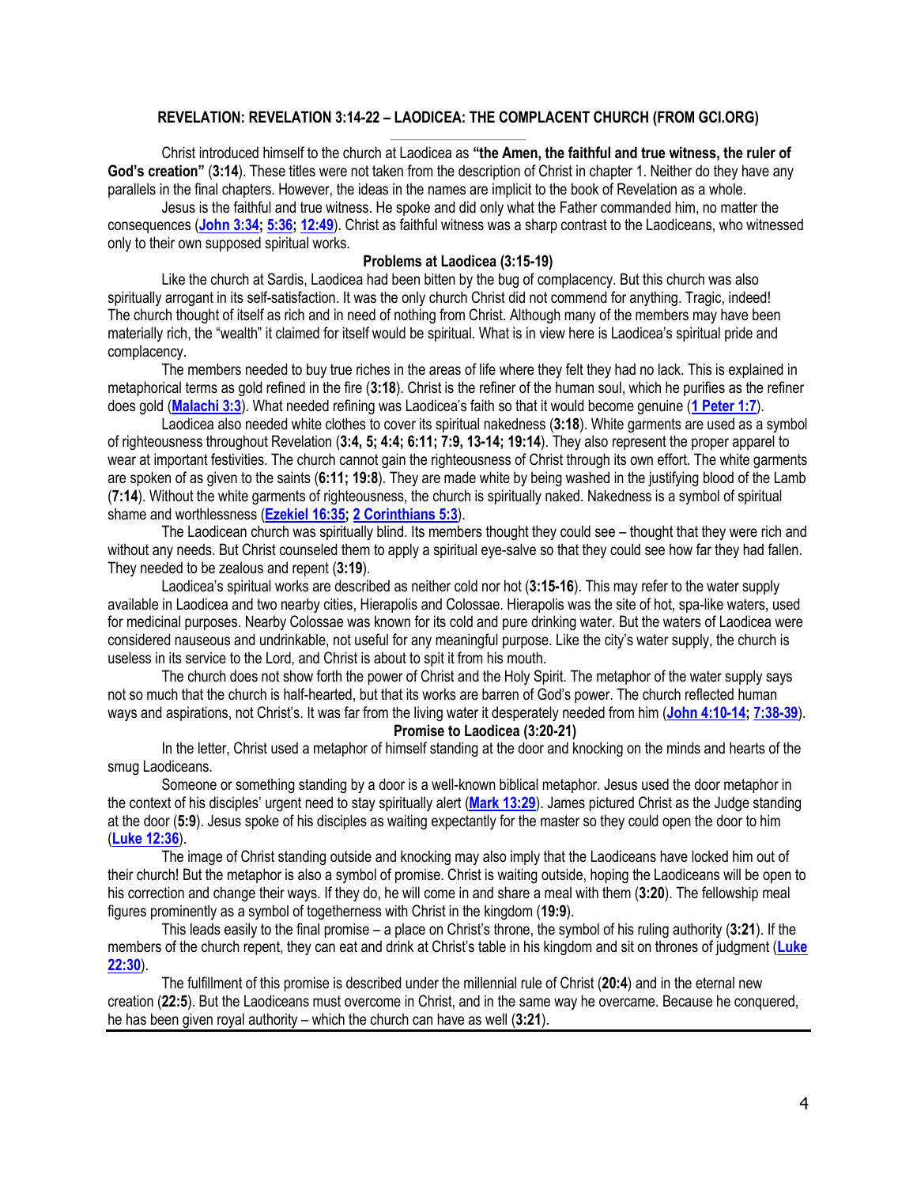## REVELATION: REVELATION 3:14-22 – LAODICEA: THE COMPLACENT CHURCH (FROM GCI.ORG)

Christ introduced himself to the church at Laodicea as **"the Amen, the faithful and true witness, the ruler of God's creation"** (**3:14**). These titles were not taken from the description of Christ in chapter 1. Neither do they have any parallels in the final chapters. However, the ideas in the names are implicit to the book of Revelation as a whole.

Jesus is the faithful and true witness. He spoke and did only what the Father commanded him, no matter the consequences (**John 3:34; 5:36; 12:49**). Christ as faithful witness was a sharp contrast to the Laodiceans, who witnessed only to their own supposed spiritual works.

### Problems at Laodicea (3:15-19)

Like the church at Sardis, Laodicea had been bitten by the bug of complacency. But this church was also spiritually arrogant in its self-satisfaction. It was the only church Christ did not commend for anything. Tragic, indeed! The church thought of itself as rich and in need of nothing from Christ. Although many of the members may have been materially rich, the "wealth" it claimed for itself would be spiritual. What is in view here is Laodicea's spiritual pride and complacency.

The members needed to buy true riches in the areas of life where they felt they had no lack. This is explained in metaphorical terms as gold refined in the fire (**3:18**). Christ is the refiner of the human soul, which he purifies as the refiner does gold (**Malachi 3:3**). What needed refining was Laodicea's faith so that it would become genuine (**1 Peter 1:7**).

Laodicea also needed white clothes to cover its spiritual nakedness (**3:18**). White garments are used as a symbol of righteousness throughout Revelation (**3:4, 5; 4:4; 6:11; 7:9, 13-14; 19:14**). They also represent the proper apparel to wear at important festivities. The church cannot gain the righteousness of Christ through its own effort. The white garments are spoken of as given to the saints (**6:11; 19:8**). They are made white by being washed in the justifying blood of the Lamb (**7:14**). Without the white garments of righteousness, the church is spiritually naked. Nakedness is a symbol of spiritual shame and worthlessness (**Ezekiel 16:35; 2 Corinthians 5:3**).

The Laodicean church was spiritually blind. Its members thought they could see – thought that they were rich and without any needs. But Christ counseled them to apply a spiritual eye-salve so that they could see how far they had fallen. They needed to be zealous and repent (**3:19**).

Laodicea's spiritual works are described as neither cold nor hot (**3:15-16**). This may refer to the water supply available in Laodicea and two nearby cities, Hierapolis and Colossae. Hierapolis was the site of hot, spa-like waters, used for medicinal purposes. Nearby Colossae was known for its cold and pure drinking water. But the waters of Laodicea were considered nauseous and undrinkable, not useful for any meaningful purpose. Like the city's water supply, the church is useless in its service to the Lord, and Christ is about to spit it from his mouth.

The church does not show forth the power of Christ and the Holy Spirit. The metaphor of the water supply says not so much that the church is half-hearted, but that its works are barren of God's power. The church reflected human ways and aspirations, not Christ's. It was far from the living water it desperately needed from him (**John 4:10-14; 7:38-39**).

### Promise to Laodicea (3:20-21)

In the letter, Christ used a metaphor of himself standing at the door and knocking on the minds and hearts of the smug Laodiceans.

Someone or something standing by a door is a well-known biblical metaphor. Jesus used the door metaphor in the context of his disciples' urgent need to stay spiritually alert (**Mark 13:29**). James pictured Christ as the Judge standing at the door (**5:9**). Jesus spoke of his disciples as waiting expectantly for the master so they could open the door to him (**Luke 12:36**).

The image of Christ standing outside and knocking may also imply that the Laodiceans have locked him out of their church! But the metaphor is also a symbol of promise. Christ is waiting outside, hoping the Laodiceans will be open to his correction and change their ways. If they do, he will come in and share a meal with them (**3:20**). The fellowship meal figures prominently as a symbol of togetherness with Christ in the kingdom (**19:9**).

This leads easily to the final promise – a place on Christ's throne, the symbol of his ruling authority (**3:21**). If the members of the church repent, they can eat and drink at Christ's table in his kingdom and sit on thrones of judgment (**Luke 22:30**).

The fulfillment of this promise is described under the millennial rule of Christ (**20:4**) and in the eternal new creation (**22:5**). But the Laodiceans must overcome in Christ, and in the same way he overcame. Because he conquered, he has been given royal authority – which the church can have as well (**3:21**).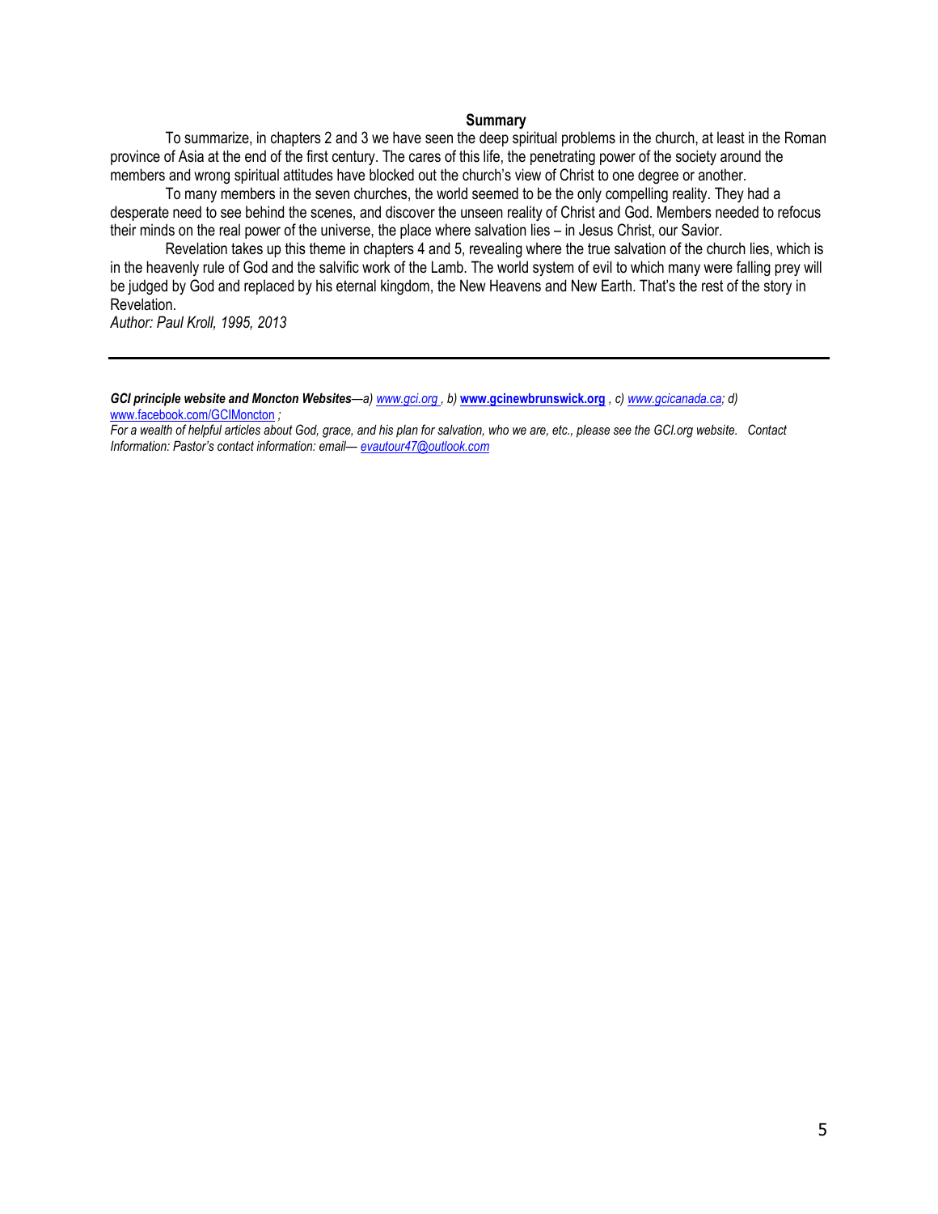**Summary**

To summarize, in chapters 2 and 3 we have seen the deep spiritual problems in the church, at least in the Roman province of Asia at the end of the first century. The cares of this life, the penetrating power of the society around the members and wrong spiritual attitudes have blocked out the church's view of Christ to one degree or another.

To many members in the seven churches, the world seemed to be the only compelling reality. They had a desperate need to see behind the scenes, and discover the unseen reality of Christ and God. Members needed to refocus their minds on the real power of the universe, the place where salvation lies – in Jesus Christ, our Savior.

Revelation takes up this theme in chapters 4 and 5, revealing where the true salvation of the church lies, which is in the heavenly rule of God and the salvific work of the Lamb. The world system of evil to which many were falling prey will be judged by God and replaced by his eternal kingdom, the New Heavens and New Earth. That's the rest of the story in Revelation.

*Author: Paul Kroll, 1995, 2013*

---

***GCI principle website and Moncton Websites**—a) www.gci.org , b)* **www.gcinewbrunswick.org** *, c) www.gcicanada.ca; d) www.facebook.com/GCIMoncton ;*

*For a wealth of helpful articles about God, grace, and his plan for salvation, who we are, etc., please see the GCI.org website. Contact Information: Pastor's contact information: email— evautour47@outlook.com*